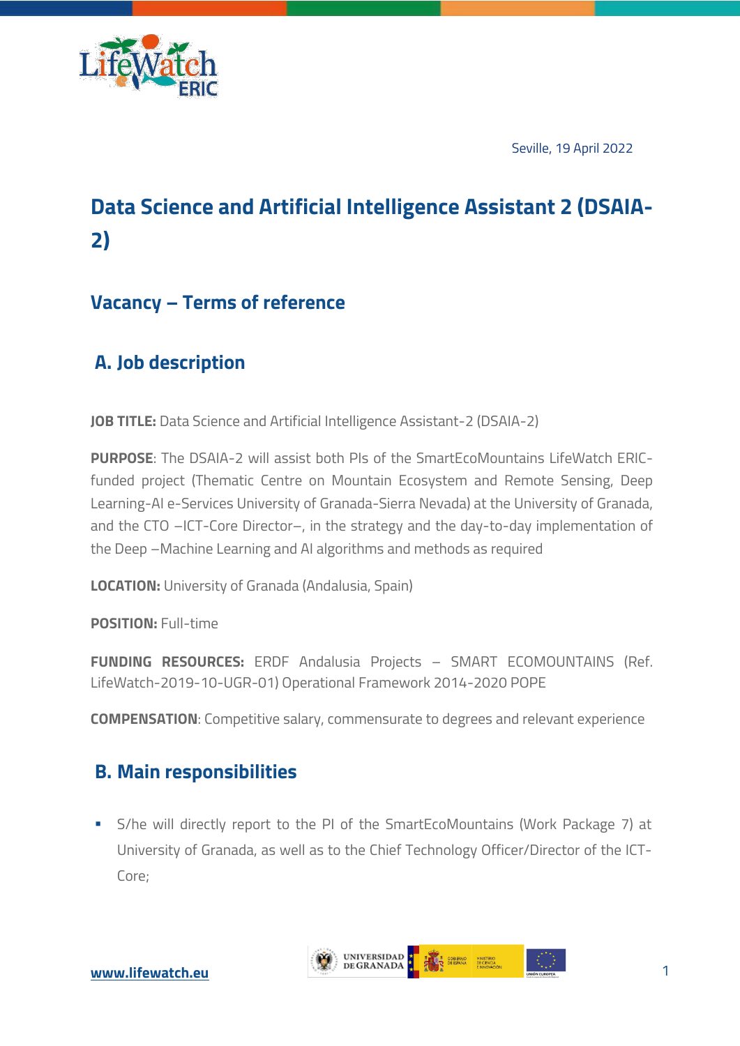Seville, 19 April 2022

# Data Science and Artificial Intelligence Assistant 2 (DSAIA-2)

## Vacancy – Terms of reference

## A. Job description

**JOB TITLE:** Data Science and Artificial Intelligence Assistant-2 (DSAIA-2)

**PURPOSE**: The DSAIA-2 will assist both PIs of the SmartEcoMountains LifeWatch ERIC-funded project (Thematic Centre on Mountain Ecosystem and Remote Sensing, Deep Learning-AI e-Services University of Granada-Sierra Nevada) at the University of Granada, and the CTO –ICT-Core Director–, in the strategy and the day-to-day implementation of the Deep –Machine Learning and AI algorithms and methods as required

**LOCATION:** University of Granada (Andalusia, Spain)

**POSITION:** Full-time

**FUNDING RESOURCES:** ERDF Andalusia Projects – SMART ECOMOUNTAINS (Ref. LifeWatch-2019-10-UGR-01) Operational Framework 2014-2020 POPE

**COMPENSATION**: Competitive salary, commensurate to degrees and relevant experience

## B. Main responsibilities

- S/he will directly report to the PI of the SmartEcoMountains (Work Package 7) at University of Granada, as well as to the Chief Technology Officer/Director of the ICT-Core;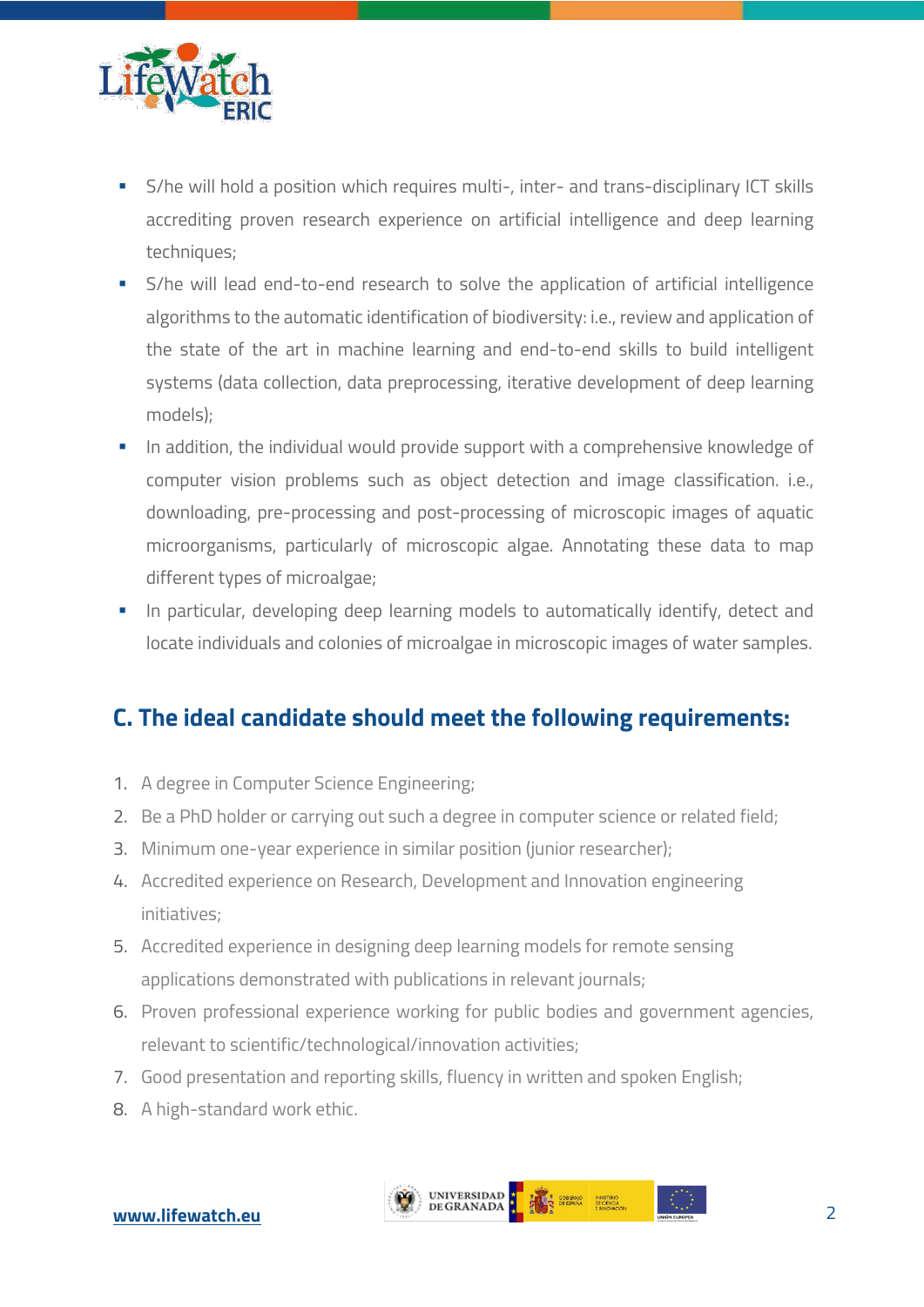- S/he will hold a position which requires multi-, inter- and trans-disciplinary ICT skills accrediting proven research experience on artificial intelligence and deep learning techniques;
- S/he will lead end-to-end research to solve the application of artificial intelligence algorithms to the automatic identification of biodiversity: i.e., review and application of the state of the art in machine learning and end-to-end skills to build intelligent systems (data collection, data preprocessing, iterative development of deep learning models);
- In addition, the individual would provide support with a comprehensive knowledge of computer vision problems such as object detection and image classification. i.e., downloading, pre-processing and post-processing of microscopic images of aquatic microorganisms, particularly of microscopic algae. Annotating these data to map different types of microalgae;
- In particular, developing deep learning models to automatically identify, detect and locate individuals and colonies of microalgae in microscopic images of water samples.

## C. The ideal candidate should meet the following requirements:

1. A degree in Computer Science Engineering;
2. Be a PhD holder or carrying out such a degree in computer science or related field;
3. Minimum one-year experience in similar position (junior researcher);
4. Accredited experience on Research, Development and Innovation engineering initiatives;
5. Accredited experience in designing deep learning models for remote sensing applications demonstrated with publications in relevant journals;
6. Proven professional experience working for public bodies and government agencies, relevant to scientific/technological/innovation activities;
7. Good presentation and reporting skills, fluency in written and spoken English;
8. A high-standard work ethic.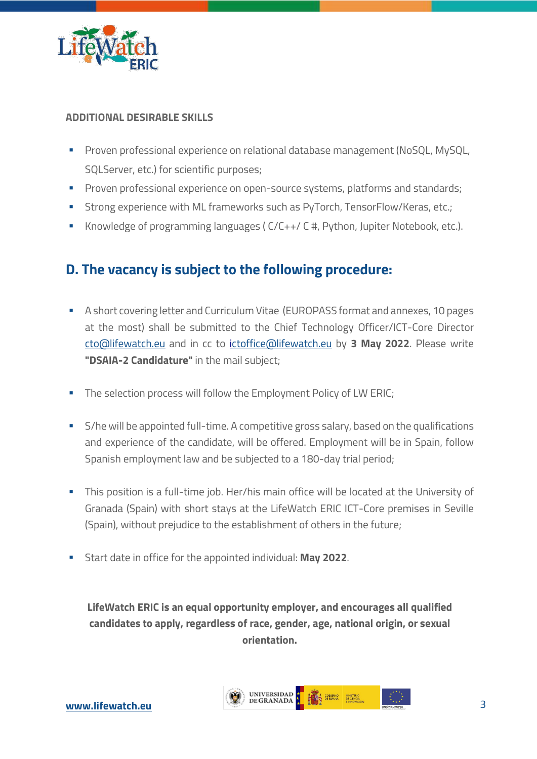#### ADDITIONAL DESIRABLE SKILLS

- Proven professional experience on relational database management (NoSQL, MySQL, SQLServer, etc.) for scientific purposes;
- Proven professional experience on open-source systems, platforms and standards;
- Strong experience with ML frameworks such as PyTorch, TensorFlow/Keras, etc.;
- Knowledge of programming languages ( C/C++/ C #, Python, Jupiter Notebook, etc.).

## D. The vacancy is subject to the following procedure:

- A short covering letter and Curriculum Vitae (EUROPASS format and annexes, 10 pages at the most) shall be submitted to the Chief Technology Officer/ICT-Core Director cto@lifewatch.eu and in cc to ictoffice@lifewatch.eu by **3 May 2022**. Please write **"DSAIA-2 Candidature"** in the mail subject;

- The selection process will follow the Employment Policy of LW ERIC;

- S/he will be appointed full-time. A competitive gross salary, based on the qualifications and experience of the candidate, will be offered. Employment will be in Spain, follow Spanish employment law and be subjected to a 180-day trial period;

- This position is a full-time job. Her/his main office will be located at the University of Granada (Spain) with short stays at the LifeWatch ERIC ICT-Core premises in Seville (Spain), without prejudice to the establishment of others in the future;

- Start date in office for the appointed individual: **May 2022**.

**LifeWatch ERIC is an equal opportunity employer, and encourages all qualified candidates to apply, regardless of race, gender, age, national origin, or sexual orientation.**

**www.lifewatch.eu**